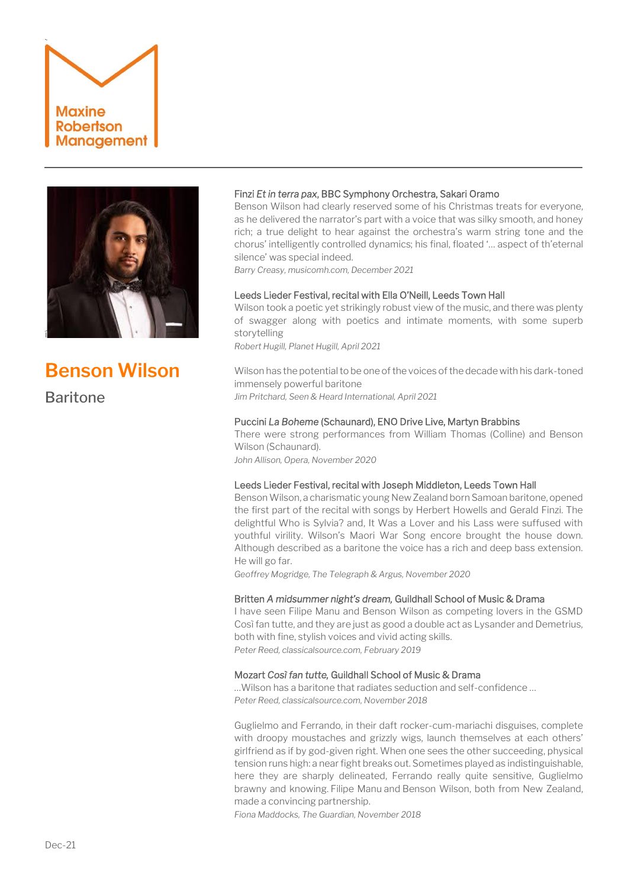Maxine Robertson Management

# Benson Wilson

## Baritone

### Finzi *Et in terra pax*, BBC Symphony Orchestra, Sakari Oramo

Benson Wilson had clearly reserved some of his Christmas treats for everyone, as he delivered the narrator's part with a voice that was silky smooth, and honey rich; a true delight to hear against the orchestra's warm string tone and the chorus' intelligently controlled dynamics; his final, floated '… aspect of th'eternal silence' was special indeed.

*Barry Creasy, musicomh.com, December 2021*

### Leeds Lieder Festival, recital with Ella O'Neill, Leeds Town Hall

Wilson took a poetic yet strikingly robust view of the music, and there was plenty of swagger along with poetics and intimate moments, with some superb storytelling

*Robert Hugill, Planet Hugill, April 2021*

Wilson has the potential to be one of the voices of the decade with his dark-toned immensely powerful baritone

*Jim Pritchard, Seen & Heard International, April 2021*

### Puccini *La Boheme* (Schaunard), ENO Drive Live, Martyn Brabbins

There were strong performances from William Thomas (Colline) and Benson Wilson (Schaunard).

*John Allison, Opera, November 2020*

### Leeds Lieder Festival, recital with Joseph Middleton, Leeds Town Hall

Benson Wilson, a charismatic young New Zealand born Samoan baritone, opened the first part of the recital with songs by Herbert Howells and Gerald Finzi. The delightful Who is Sylvia? and, It Was a Lover and his Lass were suffused with youthful virility. Wilson's Maori War Song encore brought the house down. Although described as a baritone the voice has a rich and deep bass extension. He will go far.

*Geoffrey Mogridge, The Telegraph & Argus, November 2020*

### Britten *A midsummer night's dream,* Guildhall School of Music & Drama

I have seen Filipe Manu and Benson Wilson as competing lovers in the GSMD Così fan tutte, and they are just as good a double act as Lysander and Demetrius, both with fine, stylish voices and vivid acting skills.

*Peter Reed, classicalsource.com, February 2019*

### Mozart *Così fan tutte,* Guildhall School of Music & Drama

…Wilson has a baritone that radiates seduction and self-confidence …

*Peter Reed, classicalsource.com, November 2018*

Guglielmo and Ferrando, in their daft rocker-cum-mariachi disguises, complete with droopy moustaches and grizzly wigs, launch themselves at each others' girlfriend as if by god-given right. When one sees the other succeeding, physical tension runs high: a near fight breaks out. Sometimes played as indistinguishable, here they are sharply delineated, Ferrando really quite sensitive, Guglielmo brawny and knowing. Filipe Manu and Benson Wilson, both from New Zealand, made a convincing partnership.

*Fiona Maddocks, The Guardian, November 2018*

Dec-21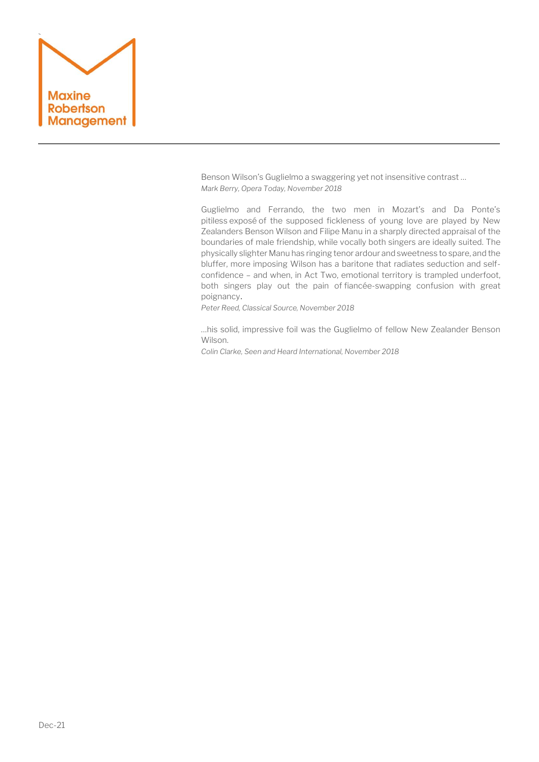Benson Wilson's Guglielmo a swaggering yet not insensitive contrast …
*Mark Berry, Opera Today, November 2018*

Guglielmo and Ferrando, the two men in Mozart's and Da Ponte's pitiless exposé of the supposed fickleness of young love are played by New Zealanders Benson Wilson and Filipe Manu in a sharply directed appraisal of the boundaries of male friendship, while vocally both singers are ideally suited. The physically slighter Manu has ringing tenor ardour and sweetness to spare, and the bluffer, more imposing Wilson has a baritone that radiates seduction and self-confidence – and when, in Act Two, emotional territory is trampled underfoot, both singers play out the pain of fiancée-swapping confusion with great poignancy.
*Peter Reed, Classical Source, November 2018*

…his solid, impressive foil was the Guglielmo of fellow New Zealander Benson Wilson.
*Colin Clarke, Seen and Heard International, November 2018*